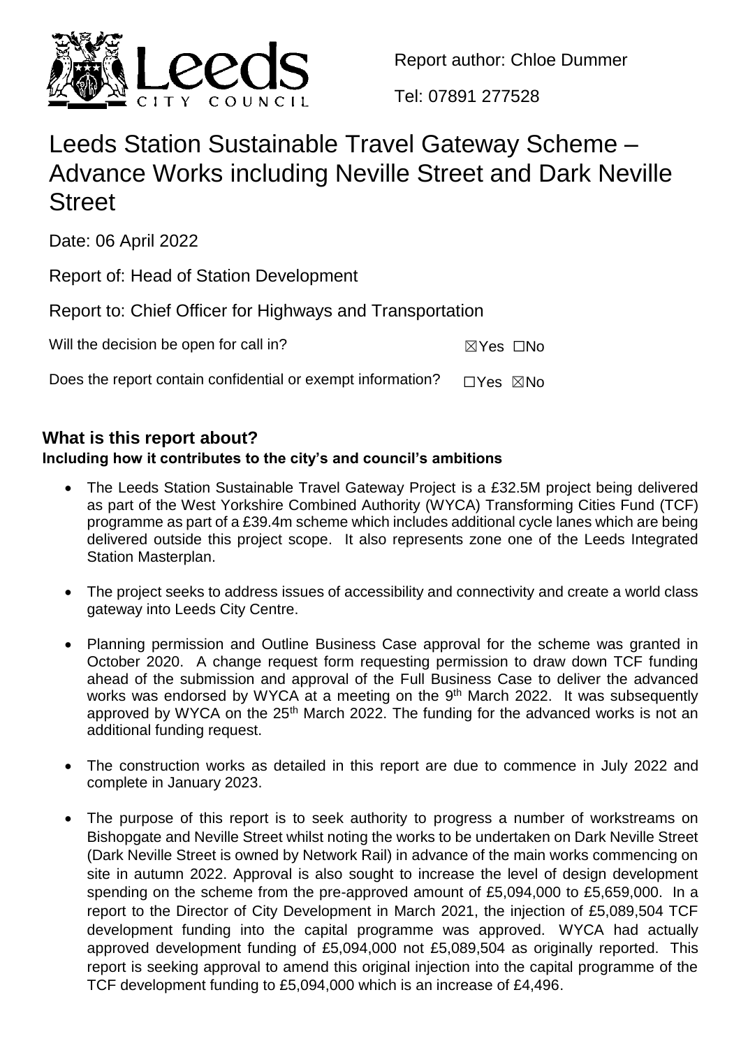Report author: Chloe Dummer

Tel: 07891 277528

# Leeds Station Sustainable Travel Gateway Scheme – Advance Works including Neville Street and Dark Neville Street

Date: 06 April 2022

Report of: Head of Station Development

Report to: Chief Officer for Highways and Transportation

Will the decision be open for call in? ☒Yes ☐No

Does the report contain confidential or exempt information? ☐Yes ☒No

## What is this report about?

**Including how it contributes to the city's and council's ambitions**

- The Leeds Station Sustainable Travel Gateway Project is a £32.5M project being delivered as part of the West Yorkshire Combined Authority (WYCA) Transforming Cities Fund (TCF) programme as part of a £39.4m scheme which includes additional cycle lanes which are being delivered outside this project scope. It also represents zone one of the Leeds Integrated Station Masterplan.
- The project seeks to address issues of accessibility and connectivity and create a world class gateway into Leeds City Centre.
- Planning permission and Outline Business Case approval for the scheme was granted in October 2020. A change request form requesting permission to draw down TCF funding ahead of the submission and approval of the Full Business Case to deliver the advanced works was endorsed by WYCA at a meeting on the 9th March 2022. It was subsequently approved by WYCA on the 25th March 2022. The funding for the advanced works is not an additional funding request.
- The construction works as detailed in this report are due to commence in July 2022 and complete in January 2023.
- The purpose of this report is to seek authority to progress a number of workstreams on Bishopgate and Neville Street whilst noting the works to be undertaken on Dark Neville Street (Dark Neville Street is owned by Network Rail) in advance of the main works commencing on site in autumn 2022. Approval is also sought to increase the level of design development spending on the scheme from the pre-approved amount of £5,094,000 to £5,659,000. In a report to the Director of City Development in March 2021, the injection of £5,089,504 TCF development funding into the capital programme was approved. WYCA had actually approved development funding of £5,094,000 not £5,089,504 as originally reported. This report is seeking approval to amend this original injection into the capital programme of the TCF development funding to £5,094,000 which is an increase of £4,496.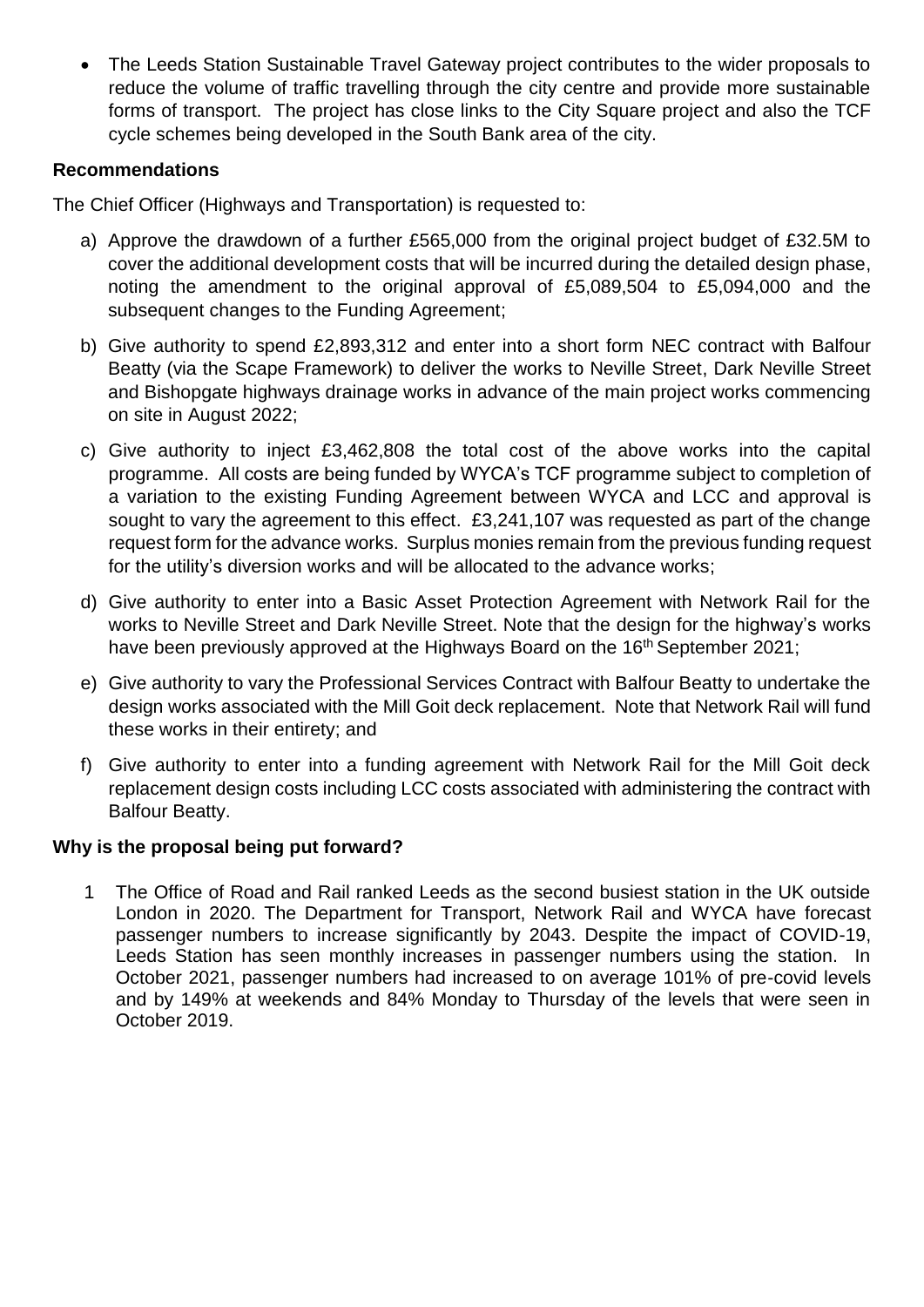- The Leeds Station Sustainable Travel Gateway project contributes to the wider proposals to reduce the volume of traffic travelling through the city centre and provide more sustainable forms of transport. The project has close links to the City Square project and also the TCF cycle schemes being developed in the South Bank area of the city.

**Recommendations**

The Chief Officer (Highways and Transportation) is requested to:

a) Approve the drawdown of a further £565,000 from the original project budget of £32.5M to cover the additional development costs that will be incurred during the detailed design phase, noting the amendment to the original approval of £5,089,504 to £5,094,000 and the subsequent changes to the Funding Agreement;

b) Give authority to spend £2,893,312 and enter into a short form NEC contract with Balfour Beatty (via the Scape Framework) to deliver the works to Neville Street, Dark Neville Street and Bishopgate highways drainage works in advance of the main project works commencing on site in August 2022;

c) Give authority to inject £3,462,808 the total cost of the above works into the capital programme. All costs are being funded by WYCA's TCF programme subject to completion of a variation to the existing Funding Agreement between WYCA and LCC and approval is sought to vary the agreement to this effect. £3,241,107 was requested as part of the change request form for the advance works. Surplus monies remain from the previous funding request for the utility's diversion works and will be allocated to the advance works;

d) Give authority to enter into a Basic Asset Protection Agreement with Network Rail for the works to Neville Street and Dark Neville Street. Note that the design for the highway's works have been previously approved at the Highways Board on the 16th September 2021;

e) Give authority to vary the Professional Services Contract with Balfour Beatty to undertake the design works associated with the Mill Goit deck replacement. Note that Network Rail will fund these works in their entirety; and

f) Give authority to enter into a funding agreement with Network Rail for the Mill Goit deck replacement design costs including LCC costs associated with administering the contract with Balfour Beatty.

**Why is the proposal being put forward?**

1 The Office of Road and Rail ranked Leeds as the second busiest station in the UK outside London in 2020. The Department for Transport, Network Rail and WYCA have forecast passenger numbers to increase significantly by 2043. Despite the impact of COVID-19, Leeds Station has seen monthly increases in passenger numbers using the station. In October 2021, passenger numbers had increased to on average 101% of pre-covid levels and by 149% at weekends and 84% Monday to Thursday of the levels that were seen in October 2019.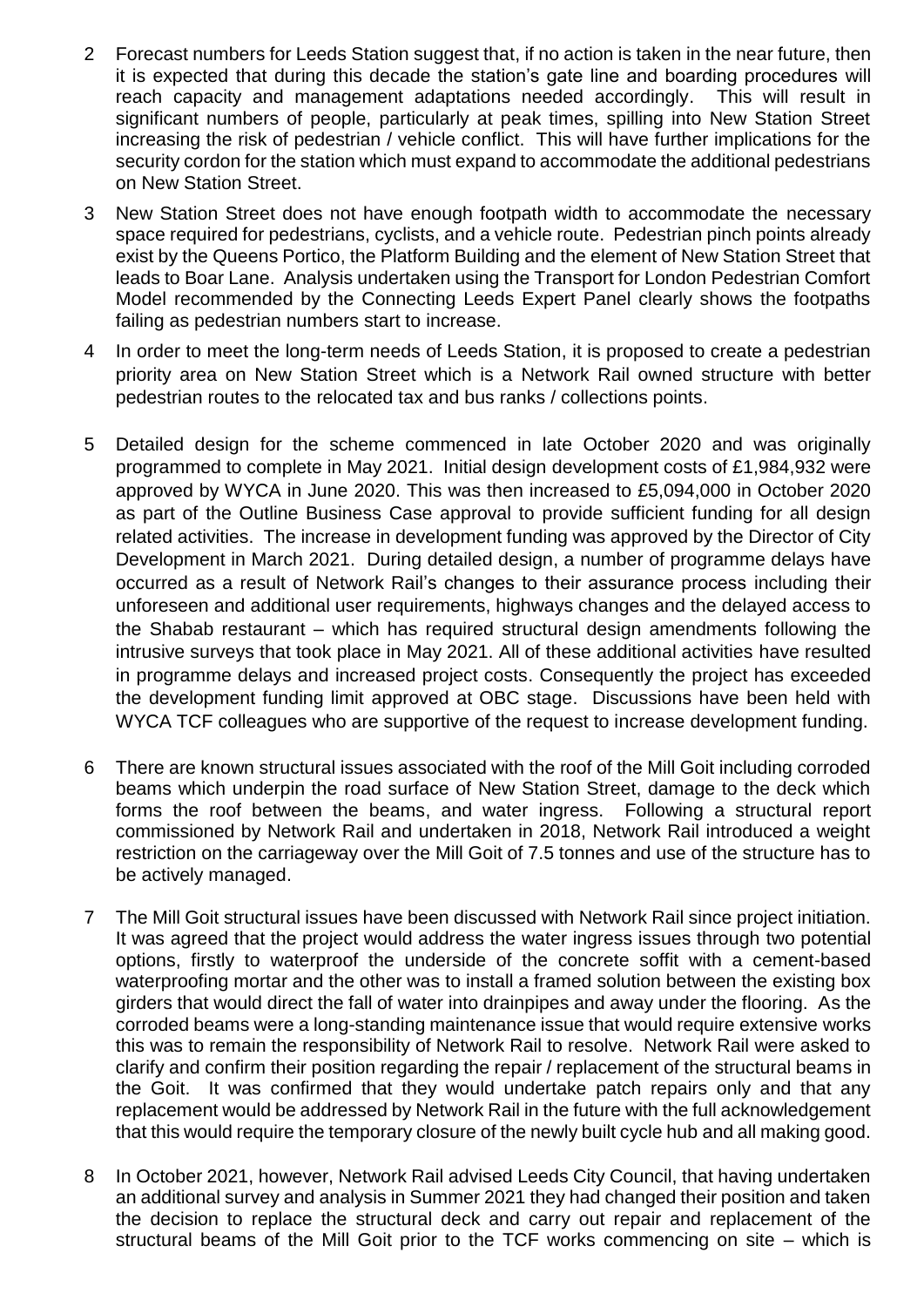2 Forecast numbers for Leeds Station suggest that, if no action is taken in the near future, then it is expected that during this decade the station's gate line and boarding procedures will reach capacity and management adaptations needed accordingly. This will result in significant numbers of people, particularly at peak times, spilling into New Station Street increasing the risk of pedestrian / vehicle conflict. This will have further implications for the security cordon for the station which must expand to accommodate the additional pedestrians on New Station Street.

3 New Station Street does not have enough footpath width to accommodate the necessary space required for pedestrians, cyclists, and a vehicle route. Pedestrian pinch points already exist by the Queens Portico, the Platform Building and the element of New Station Street that leads to Boar Lane. Analysis undertaken using the Transport for London Pedestrian Comfort Model recommended by the Connecting Leeds Expert Panel clearly shows the footpaths failing as pedestrian numbers start to increase.

4 In order to meet the long-term needs of Leeds Station, it is proposed to create a pedestrian priority area on New Station Street which is a Network Rail owned structure with better pedestrian routes to the relocated tax and bus ranks / collections points.

5 Detailed design for the scheme commenced in late October 2020 and was originally programmed to complete in May 2021. Initial design development costs of £1,984,932 were approved by WYCA in June 2020. This was then increased to £5,094,000 in October 2020 as part of the Outline Business Case approval to provide sufficient funding for all design related activities. The increase in development funding was approved by the Director of City Development in March 2021. During detailed design, a number of programme delays have occurred as a result of Network Rail's changes to their assurance process including their unforeseen and additional user requirements, highways changes and the delayed access to the Shabab restaurant – which has required structural design amendments following the intrusive surveys that took place in May 2021. All of these additional activities have resulted in programme delays and increased project costs. Consequently the project has exceeded the development funding limit approved at OBC stage. Discussions have been held with WYCA TCF colleagues who are supportive of the request to increase development funding.

6 There are known structural issues associated with the roof of the Mill Goit including corroded beams which underpin the road surface of New Station Street, damage to the deck which forms the roof between the beams, and water ingress. Following a structural report commissioned by Network Rail and undertaken in 2018, Network Rail introduced a weight restriction on the carriageway over the Mill Goit of 7.5 tonnes and use of the structure has to be actively managed.

7 The Mill Goit structural issues have been discussed with Network Rail since project initiation. It was agreed that the project would address the water ingress issues through two potential options, firstly to waterproof the underside of the concrete soffit with a cement-based waterproofing mortar and the other was to install a framed solution between the existing box girders that would direct the fall of water into drainpipes and away under the flooring. As the corroded beams were a long-standing maintenance issue that would require extensive works this was to remain the responsibility of Network Rail to resolve. Network Rail were asked to clarify and confirm their position regarding the repair / replacement of the structural beams in the Goit. It was confirmed that they would undertake patch repairs only and that any replacement would be addressed by Network Rail in the future with the full acknowledgement that this would require the temporary closure of the newly built cycle hub and all making good.

8 In October 2021, however, Network Rail advised Leeds City Council, that having undertaken an additional survey and analysis in Summer 2021 they had changed their position and taken the decision to replace the structural deck and carry out repair and replacement of the structural beams of the Mill Goit prior to the TCF works commencing on site – which is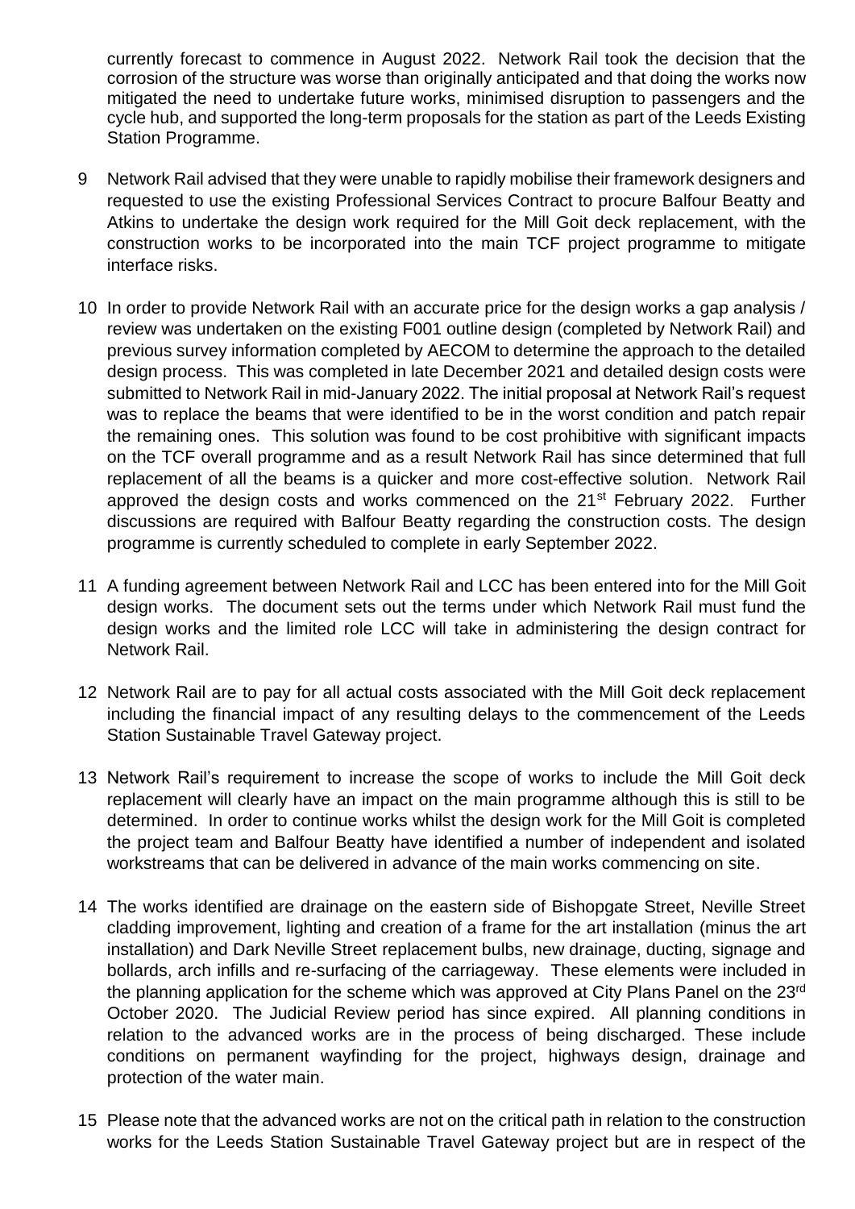currently forecast to commence in August 2022. Network Rail took the decision that the corrosion of the structure was worse than originally anticipated and that doing the works now mitigated the need to undertake future works, minimised disruption to passengers and the cycle hub, and supported the long-term proposals for the station as part of the Leeds Existing Station Programme.

9 Network Rail advised that they were unable to rapidly mobilise their framework designers and requested to use the existing Professional Services Contract to procure Balfour Beatty and Atkins to undertake the design work required for the Mill Goit deck replacement, with the construction works to be incorporated into the main TCF project programme to mitigate interface risks.

10 In order to provide Network Rail with an accurate price for the design works a gap analysis / review was undertaken on the existing F001 outline design (completed by Network Rail) and previous survey information completed by AECOM to determine the approach to the detailed design process. This was completed in late December 2021 and detailed design costs were submitted to Network Rail in mid-January 2022. The initial proposal at Network Rail's request was to replace the beams that were identified to be in the worst condition and patch repair the remaining ones. This solution was found to be cost prohibitive with significant impacts on the TCF overall programme and as a result Network Rail has since determined that full replacement of all the beams is a quicker and more cost-effective solution. Network Rail approved the design costs and works commenced on the 21st February 2022. Further discussions are required with Balfour Beatty regarding the construction costs. The design programme is currently scheduled to complete in early September 2022.

11 A funding agreement between Network Rail and LCC has been entered into for the Mill Goit design works. The document sets out the terms under which Network Rail must fund the design works and the limited role LCC will take in administering the design contract for Network Rail.

12 Network Rail are to pay for all actual costs associated with the Mill Goit deck replacement including the financial impact of any resulting delays to the commencement of the Leeds Station Sustainable Travel Gateway project.

13 Network Rail's requirement to increase the scope of works to include the Mill Goit deck replacement will clearly have an impact on the main programme although this is still to be determined. In order to continue works whilst the design work for the Mill Goit is completed the project team and Balfour Beatty have identified a number of independent and isolated workstreams that can be delivered in advance of the main works commencing on site.

14 The works identified are drainage on the eastern side of Bishopgate Street, Neville Street cladding improvement, lighting and creation of a frame for the art installation (minus the art installation) and Dark Neville Street replacement bulbs, new drainage, ducting, signage and bollards, arch infills and re-surfacing of the carriageway. These elements were included in the planning application for the scheme which was approved at City Plans Panel on the 23rd October 2020. The Judicial Review period has since expired. All planning conditions in relation to the advanced works are in the process of being discharged. These include conditions on permanent wayfinding for the project, highways design, drainage and protection of the water main.

15 Please note that the advanced works are not on the critical path in relation to the construction works for the Leeds Station Sustainable Travel Gateway project but are in respect of the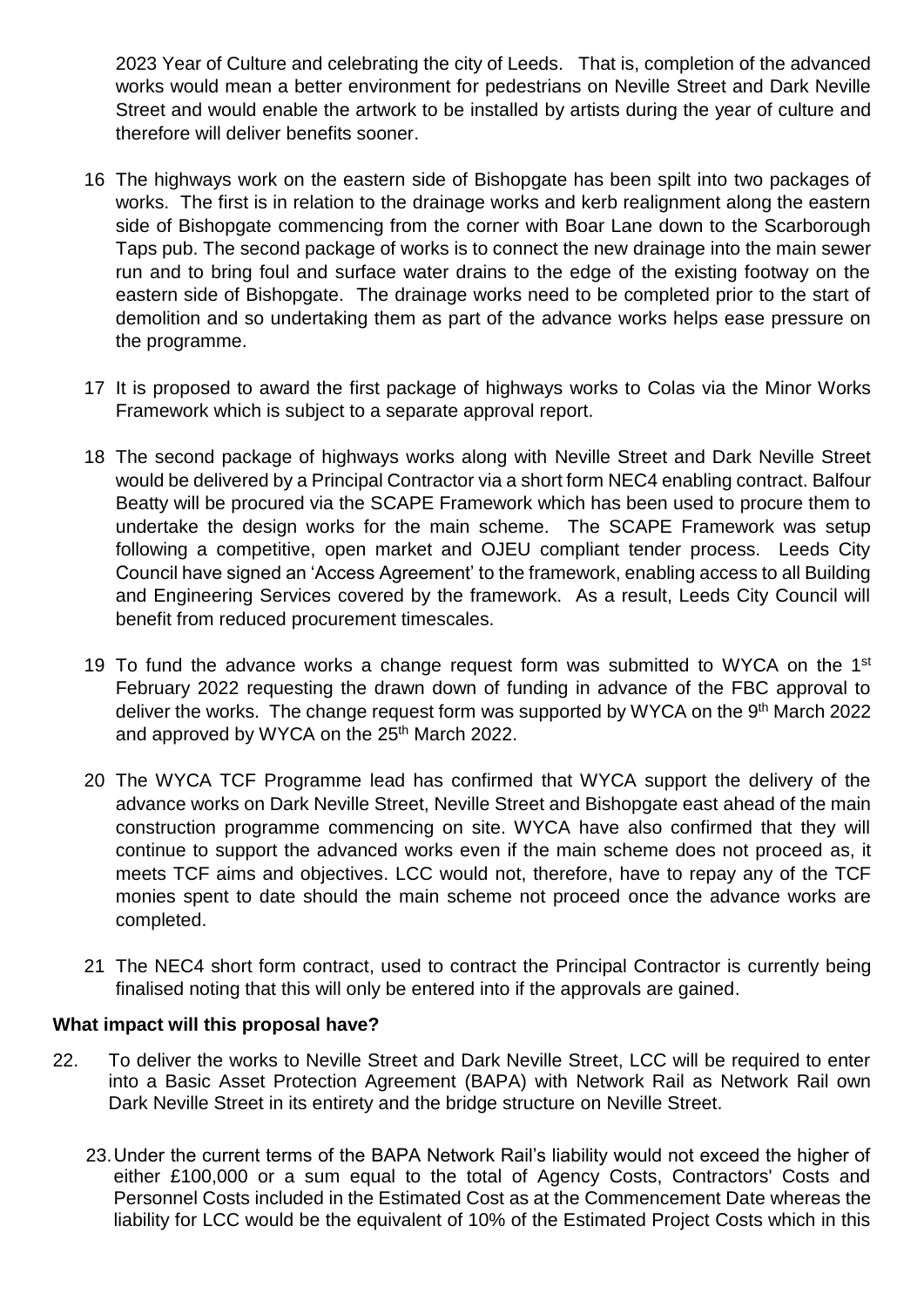2023 Year of Culture and celebrating the city of Leeds. That is, completion of the advanced works would mean a better environment for pedestrians on Neville Street and Dark Neville Street and would enable the artwork to be installed by artists during the year of culture and therefore will deliver benefits sooner.

16 The highways work on the eastern side of Bishopgate has been spilt into two packages of works. The first is in relation to the drainage works and kerb realignment along the eastern side of Bishopgate commencing from the corner with Boar Lane down to the Scarborough Taps pub. The second package of works is to connect the new drainage into the main sewer run and to bring foul and surface water drains to the edge of the existing footway on the eastern side of Bishopgate. The drainage works need to be completed prior to the start of demolition and so undertaking them as part of the advance works helps ease pressure on the programme.

17 It is proposed to award the first package of highways works to Colas via the Minor Works Framework which is subject to a separate approval report.

18 The second package of highways works along with Neville Street and Dark Neville Street would be delivered by a Principal Contractor via a short form NEC4 enabling contract. Balfour Beatty will be procured via the SCAPE Framework which has been used to procure them to undertake the design works for the main scheme. The SCAPE Framework was setup following a competitive, open market and OJEU compliant tender process. Leeds City Council have signed an 'Access Agreement' to the framework, enabling access to all Building and Engineering Services covered by the framework. As a result, Leeds City Council will benefit from reduced procurement timescales.

19 To fund the advance works a change request form was submitted to WYCA on the 1st February 2022 requesting the drawn down of funding in advance of the FBC approval to deliver the works. The change request form was supported by WYCA on the 9th March 2022 and approved by WYCA on the 25th March 2022.

20 The WYCA TCF Programme lead has confirmed that WYCA support the delivery of the advance works on Dark Neville Street, Neville Street and Bishopgate east ahead of the main construction programme commencing on site. WYCA have also confirmed that they will continue to support the advanced works even if the main scheme does not proceed as, it meets TCF aims and objectives. LCC would not, therefore, have to repay any of the TCF monies spent to date should the main scheme not proceed once the advance works are completed.

21 The NEC4 short form contract, used to contract the Principal Contractor is currently being finalised noting that this will only be entered into if the approvals are gained.

**What impact will this proposal have?**

22. To deliver the works to Neville Street and Dark Neville Street, LCC will be required to enter into a Basic Asset Protection Agreement (BAPA) with Network Rail as Network Rail own Dark Neville Street in its entirety and the bridge structure on Neville Street.

23. Under the current terms of the BAPA Network Rail's liability would not exceed the higher of either £100,000 or a sum equal to the total of Agency Costs, Contractors' Costs and Personnel Costs included in the Estimated Cost as at the Commencement Date whereas the liability for LCC would be the equivalent of 10% of the Estimated Project Costs which in this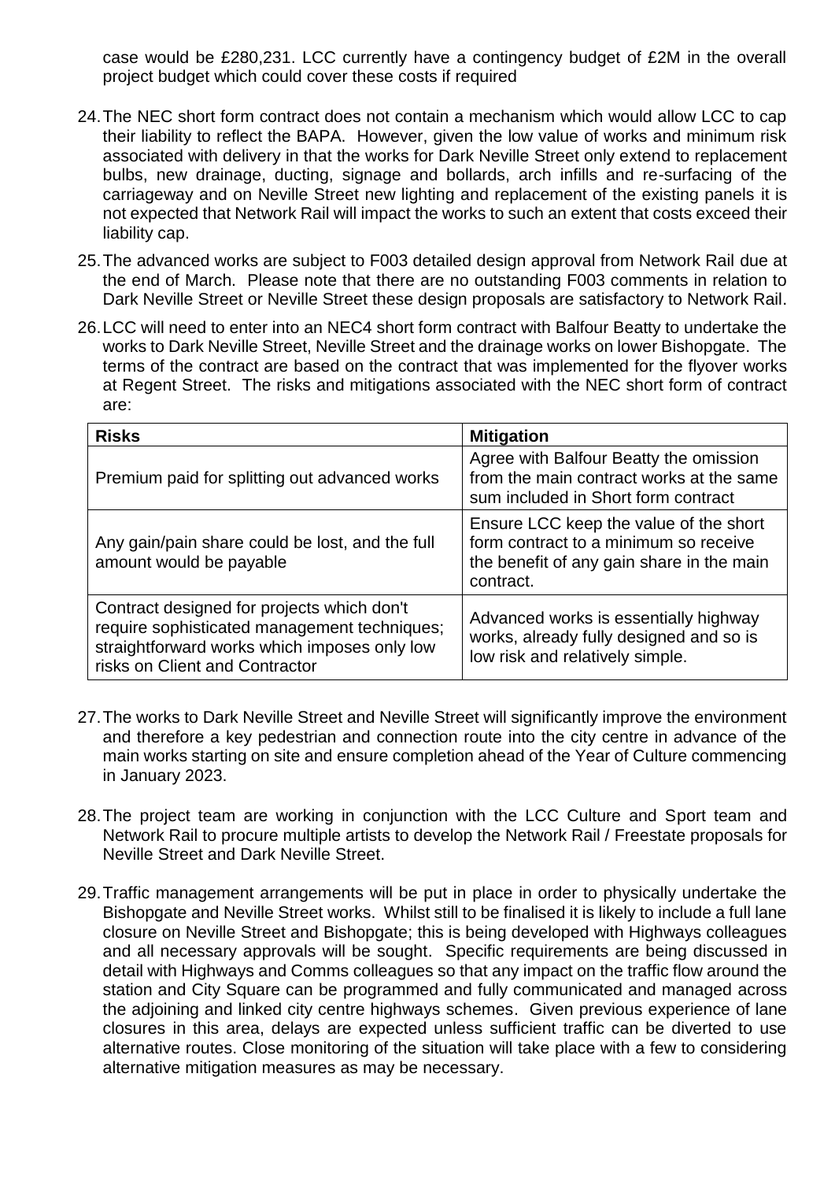case would be £280,231. LCC currently have a contingency budget of £2M in the overall project budget which could cover these costs if required

24. The NEC short form contract does not contain a mechanism which would allow LCC to cap their liability to reflect the BAPA. However, given the low value of works and minimum risk associated with delivery in that the works for Dark Neville Street only extend to replacement bulbs, new drainage, ducting, signage and bollards, arch infills and re-surfacing of the carriageway and on Neville Street new lighting and replacement of the existing panels it is not expected that Network Rail will impact the works to such an extent that costs exceed their liability cap.

25. The advanced works are subject to F003 detailed design approval from Network Rail due at the end of March. Please note that there are no outstanding F003 comments in relation to Dark Neville Street or Neville Street these design proposals are satisfactory to Network Rail.

26. LCC will need to enter into an NEC4 short form contract with Balfour Beatty to undertake the works to Dark Neville Street, Neville Street and the drainage works on lower Bishopgate. The terms of the contract are based on the contract that was implemented for the flyover works at Regent Street. The risks and mitigations associated with the NEC short form of contract are:

| Risks | Mitigation |
|---|---|
| Premium paid for splitting out advanced works | Agree with Balfour Beatty the omission from the main contract works at the same sum included in Short form contract |
| Any gain/pain share could be lost, and the full amount would be payable | Ensure LCC keep the value of the short form contract to a minimum so receive the benefit of any gain share in the main contract. |
| Contract designed for projects which don't require sophisticated management techniques; straightforward works which imposes only low risks on Client and Contractor | Advanced works is essentially highway works, already fully designed and so is low risk and relatively simple. |

27. The works to Dark Neville Street and Neville Street will significantly improve the environment and therefore a key pedestrian and connection route into the city centre in advance of the main works starting on site and ensure completion ahead of the Year of Culture commencing in January 2023.

28. The project team are working in conjunction with the LCC Culture and Sport team and Network Rail to procure multiple artists to develop the Network Rail / Freestate proposals for Neville Street and Dark Neville Street.

29. Traffic management arrangements will be put in place in order to physically undertake the Bishopgate and Neville Street works. Whilst still to be finalised it is likely to include a full lane closure on Neville Street and Bishopgate; this is being developed with Highways colleagues and all necessary approvals will be sought. Specific requirements are being discussed in detail with Highways and Comms colleagues so that any impact on the traffic flow around the station and City Square can be programmed and fully communicated and managed across the adjoining and linked city centre highways schemes. Given previous experience of lane closures in this area, delays are expected unless sufficient traffic can be diverted to use alternative routes. Close monitoring of the situation will take place with a few to considering alternative mitigation measures as may be necessary.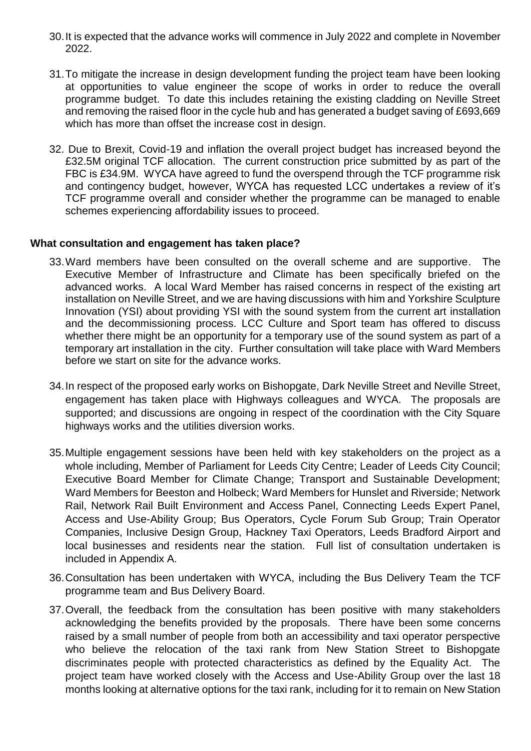30. It is expected that the advance works will commence in July 2022 and complete in November 2022.

31. To mitigate the increase in design development funding the project team have been looking at opportunities to value engineer the scope of works in order to reduce the overall programme budget. To date this includes retaining the existing cladding on Neville Street and removing the raised floor in the cycle hub and has generated a budget saving of £693,669 which has more than offset the increase cost in design.

32. Due to Brexit, Covid-19 and inflation the overall project budget has increased beyond the £32.5M original TCF allocation. The current construction price submitted by as part of the FBC is £34.9M. WYCA have agreed to fund the overspend through the TCF programme risk and contingency budget, however, WYCA has requested LCC undertakes a review of it's TCF programme overall and consider whether the programme can be managed to enable schemes experiencing affordability issues to proceed.

**What consultation and engagement has taken place?**

33. Ward members have been consulted on the overall scheme and are supportive. The Executive Member of Infrastructure and Climate has been specifically briefed on the advanced works. A local Ward Member has raised concerns in respect of the existing art installation on Neville Street, and we are having discussions with him and Yorkshire Sculpture Innovation (YSI) about providing YSI with the sound system from the current art installation and the decommissioning process. LCC Culture and Sport team has offered to discuss whether there might be an opportunity for a temporary use of the sound system as part of a temporary art installation in the city. Further consultation will take place with Ward Members before we start on site for the advance works.

34. In respect of the proposed early works on Bishopgate, Dark Neville Street and Neville Street, engagement has taken place with Highways colleagues and WYCA. The proposals are supported; and discussions are ongoing in respect of the coordination with the City Square highways works and the utilities diversion works.

35. Multiple engagement sessions have been held with key stakeholders on the project as a whole including, Member of Parliament for Leeds City Centre; Leader of Leeds City Council; Executive Board Member for Climate Change; Transport and Sustainable Development; Ward Members for Beeston and Holbeck; Ward Members for Hunslet and Riverside; Network Rail, Network Rail Built Environment and Access Panel, Connecting Leeds Expert Panel, Access and Use-Ability Group; Bus Operators, Cycle Forum Sub Group; Train Operator Companies, Inclusive Design Group, Hackney Taxi Operators, Leeds Bradford Airport and local businesses and residents near the station. Full list of consultation undertaken is included in Appendix A.

36. Consultation has been undertaken with WYCA, including the Bus Delivery Team the TCF programme team and Bus Delivery Board.

37. Overall, the feedback from the consultation has been positive with many stakeholders acknowledging the benefits provided by the proposals. There have been some concerns raised by a small number of people from both an accessibility and taxi operator perspective who believe the relocation of the taxi rank from New Station Street to Bishopgate discriminates people with protected characteristics as defined by the Equality Act. The project team have worked closely with the Access and Use-Ability Group over the last 18 months looking at alternative options for the taxi rank, including for it to remain on New Station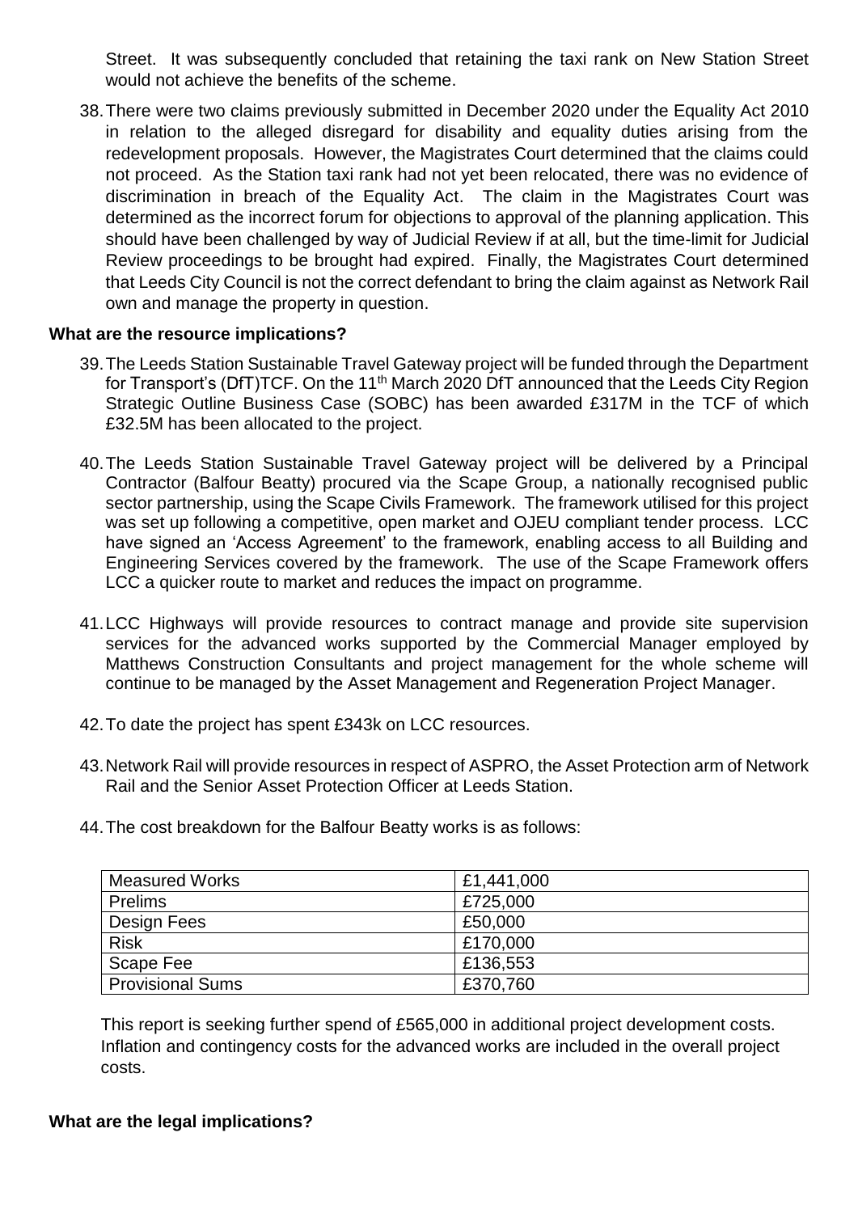Street. It was subsequently concluded that retaining the taxi rank on New Station Street would not achieve the benefits of the scheme.

38. There were two claims previously submitted in December 2020 under the Equality Act 2010 in relation to the alleged disregard for disability and equality duties arising from the redevelopment proposals. However, the Magistrates Court determined that the claims could not proceed. As the Station taxi rank had not yet been relocated, there was no evidence of discrimination in breach of the Equality Act. The claim in the Magistrates Court was determined as the incorrect forum for objections to approval of the planning application. This should have been challenged by way of Judicial Review if at all, but the time-limit for Judicial Review proceedings to be brought had expired. Finally, the Magistrates Court determined that Leeds City Council is not the correct defendant to bring the claim against as Network Rail own and manage the property in question.

**What are the resource implications?**

39. The Leeds Station Sustainable Travel Gateway project will be funded through the Department for Transport's (DfT)TCF. On the 11th March 2020 DfT announced that the Leeds City Region Strategic Outline Business Case (SOBC) has been awarded £317M in the TCF of which £32.5M has been allocated to the project.

40. The Leeds Station Sustainable Travel Gateway project will be delivered by a Principal Contractor (Balfour Beatty) procured via the Scape Group, a nationally recognised public sector partnership, using the Scape Civils Framework. The framework utilised for this project was set up following a competitive, open market and OJEU compliant tender process. LCC have signed an 'Access Agreement' to the framework, enabling access to all Building and Engineering Services covered by the framework. The use of the Scape Framework offers LCC a quicker route to market and reduces the impact on programme.

41. LCC Highways will provide resources to contract manage and provide site supervision services for the advanced works supported by the Commercial Manager employed by Matthews Construction Consultants and project management for the whole scheme will continue to be managed by the Asset Management and Regeneration Project Manager.

42. To date the project has spent £343k on LCC resources.

43. Network Rail will provide resources in respect of ASPRO, the Asset Protection arm of Network Rail and the Senior Asset Protection Officer at Leeds Station.

44. The cost breakdown for the Balfour Beatty works is as follows:

| Measured Works | £1,441,000 |
|---|---|
| Prelims | £725,000 |
| Design Fees | £50,000 |
| Risk | £170,000 |
| Scape Fee | £136,553 |
| Provisional Sums | £370,760 |

This report is seeking further spend of £565,000 in additional project development costs. Inflation and contingency costs for the advanced works are included in the overall project costs.

**What are the legal implications?**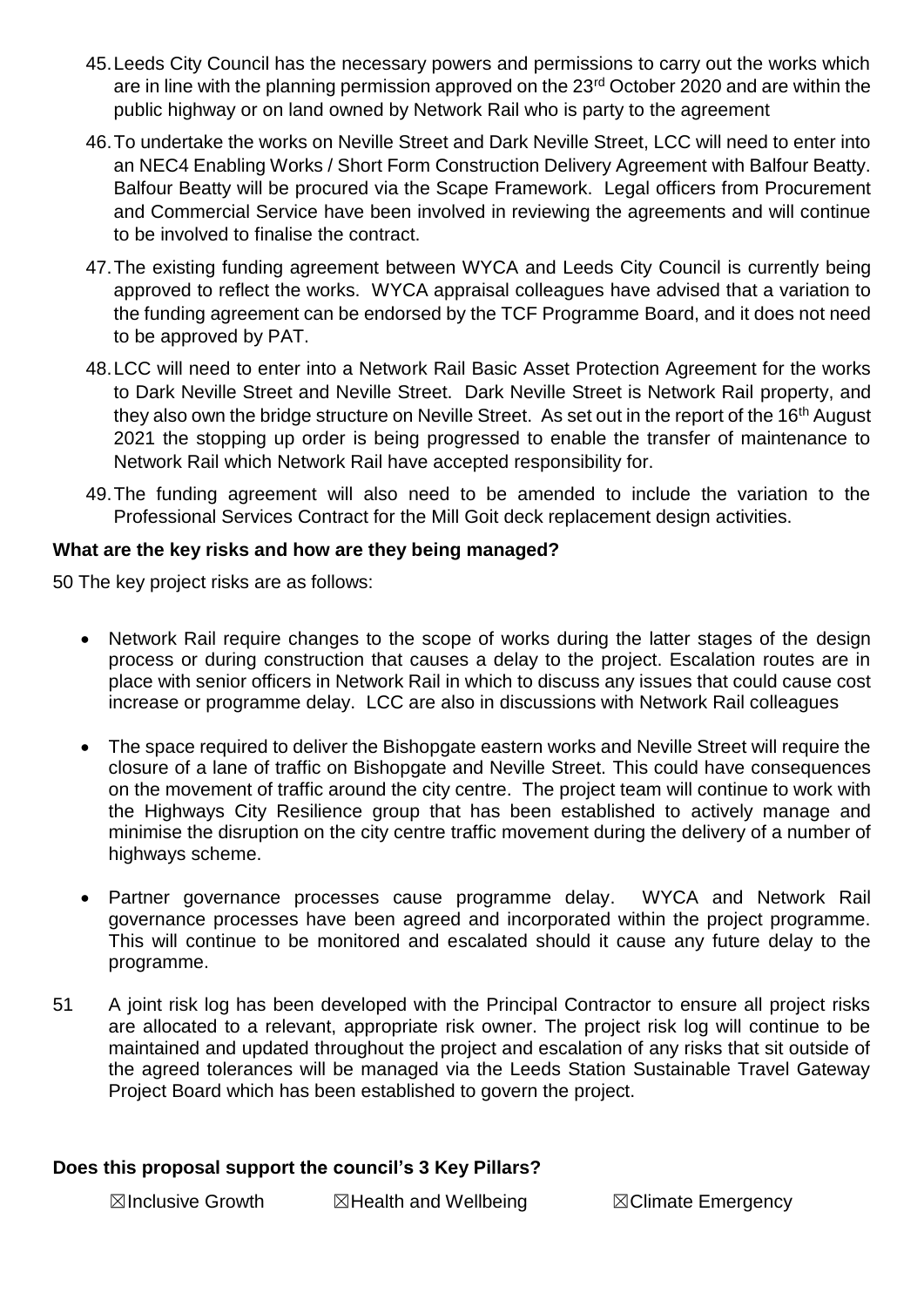45. Leeds City Council has the necessary powers and permissions to carry out the works which are in line with the planning permission approved on the 23rd October 2020 and are within the public highway or on land owned by Network Rail who is party to the agreement

46. To undertake the works on Neville Street and Dark Neville Street, LCC will need to enter into an NEC4 Enabling Works / Short Form Construction Delivery Agreement with Balfour Beatty. Balfour Beatty will be procured via the Scape Framework. Legal officers from Procurement and Commercial Service have been involved in reviewing the agreements and will continue to be involved to finalise the contract.

47. The existing funding agreement between WYCA and Leeds City Council is currently being approved to reflect the works. WYCA appraisal colleagues have advised that a variation to the funding agreement can be endorsed by the TCF Programme Board, and it does not need to be approved by PAT.

48. LCC will need to enter into a Network Rail Basic Asset Protection Agreement for the works to Dark Neville Street and Neville Street. Dark Neville Street is Network Rail property, and they also own the bridge structure on Neville Street. As set out in the report of the 16th August 2021 the stopping up order is being progressed to enable the transfer of maintenance to Network Rail which Network Rail have accepted responsibility for.

49. The funding agreement will also need to be amended to include the variation to the Professional Services Contract for the Mill Goit deck replacement design activities.

**What are the key risks and how are they being managed?**

50 The key project risks are as follows:

- Network Rail require changes to the scope of works during the latter stages of the design process or during construction that causes a delay to the project. Escalation routes are in place with senior officers in Network Rail in which to discuss any issues that could cause cost increase or programme delay. LCC are also in discussions with Network Rail colleagues

- The space required to deliver the Bishopgate eastern works and Neville Street will require the closure of a lane of traffic on Bishopgate and Neville Street. This could have consequences on the movement of traffic around the city centre. The project team will continue to work with the Highways City Resilience group that has been established to actively manage and minimise the disruption on the city centre traffic movement during the delivery of a number of highways scheme.

- Partner governance processes cause programme delay. WYCA and Network Rail governance processes have been agreed and incorporated within the project programme. This will continue to be monitored and escalated should it cause any future delay to the programme.

51 A joint risk log has been developed with the Principal Contractor to ensure all project risks are allocated to a relevant, appropriate risk owner. The project risk log will continue to be maintained and updated throughout the project and escalation of any risks that sit outside of the agreed tolerances will be managed via the Leeds Station Sustainable Travel Gateway Project Board which has been established to govern the project.

**Does this proposal support the council's 3 Key Pillars?**

☒Inclusive Growth ☒Health and Wellbeing ☒Climate Emergency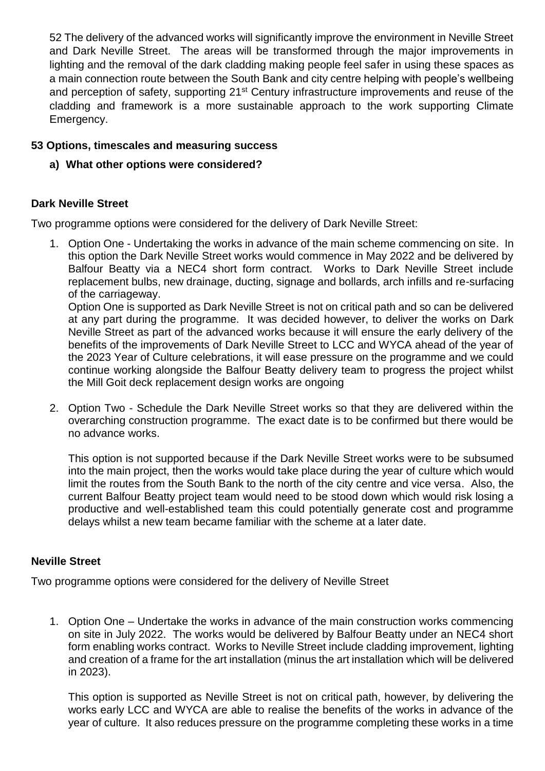52 The delivery of the advanced works will significantly improve the environment in Neville Street and Dark Neville Street. The areas will be transformed through the major improvements in lighting and the removal of the dark cladding making people feel safer in using these spaces as a main connection route between the South Bank and city centre helping with people's wellbeing and perception of safety, supporting 21st Century infrastructure improvements and reuse of the cladding and framework is a more sustainable approach to the work supporting Climate Emergency.

**53 Options, timescales and measuring success**

**a) What other options were considered?**

**Dark Neville Street**

Two programme options were considered for the delivery of Dark Neville Street:

1. Option One - Undertaking the works in advance of the main scheme commencing on site. In this option the Dark Neville Street works would commence in May 2022 and be delivered by Balfour Beatty via a NEC4 short form contract. Works to Dark Neville Street include replacement bulbs, new drainage, ducting, signage and bollards, arch infills and re-surfacing of the carriageway.

   Option One is supported as Dark Neville Street is not on critical path and so can be delivered at any part during the programme. It was decided however, to deliver the works on Dark Neville Street as part of the advanced works because it will ensure the early delivery of the benefits of the improvements of Dark Neville Street to LCC and WYCA ahead of the year of the 2023 Year of Culture celebrations, it will ease pressure on the programme and we could continue working alongside the Balfour Beatty delivery team to progress the project whilst the Mill Goit deck replacement design works are ongoing

2. Option Two - Schedule the Dark Neville Street works so that they are delivered within the overarching construction programme. The exact date is to be confirmed but there would be no advance works.

   This option is not supported because if the Dark Neville Street works were to be subsumed into the main project, then the works would take place during the year of culture which would limit the routes from the South Bank to the north of the city centre and vice versa. Also, the current Balfour Beatty project team would need to be stood down which would risk losing a productive and well-established team this could potentially generate cost and programme delays whilst a new team became familiar with the scheme at a later date.

**Neville Street**

Two programme options were considered for the delivery of Neville Street

1. Option One – Undertake the works in advance of the main construction works commencing on site in July 2022. The works would be delivered by Balfour Beatty under an NEC4 short form enabling works contract. Works to Neville Street include cladding improvement, lighting and creation of a frame for the art installation (minus the art installation which will be delivered in 2023).

   This option is supported as Neville Street is not on critical path, however, by delivering the works early LCC and WYCA are able to realise the benefits of the works in advance of the year of culture. It also reduces pressure on the programme completing these works in a time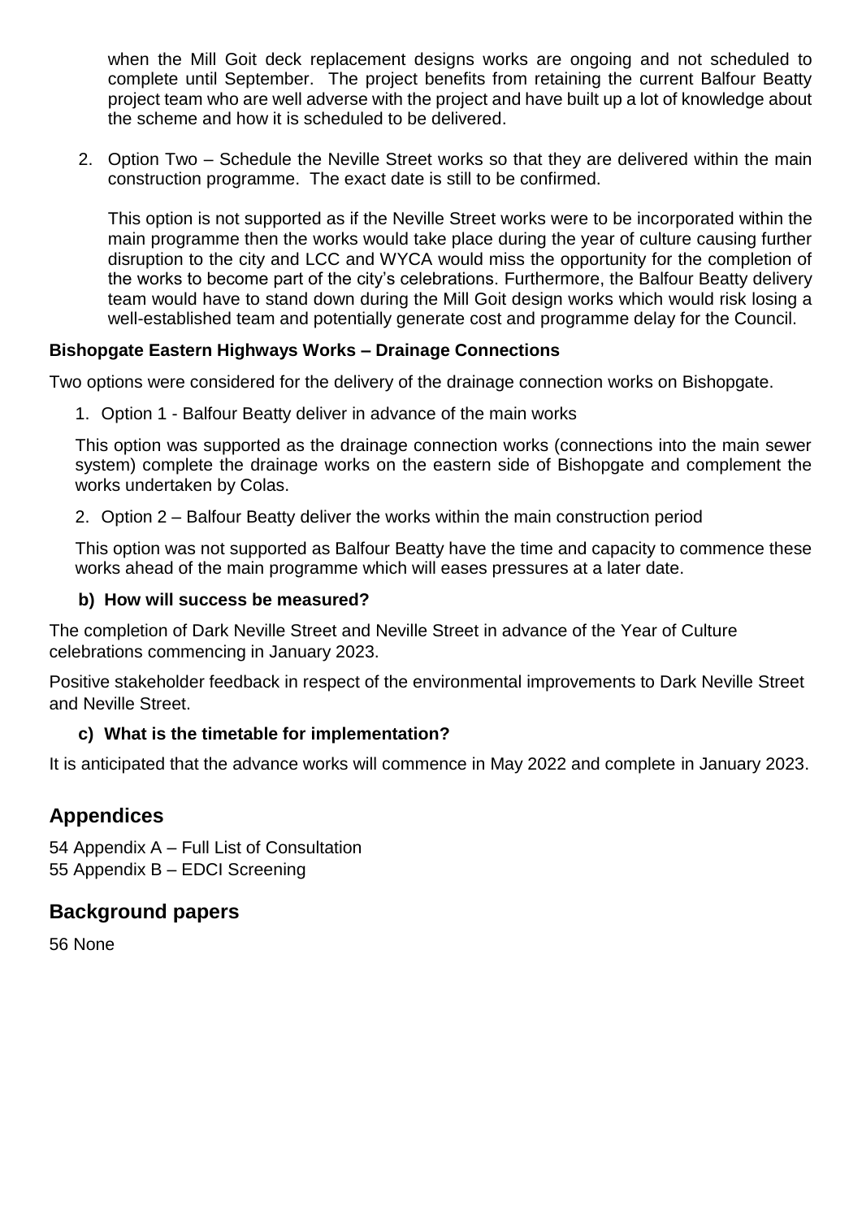when the Mill Goit deck replacement designs works are ongoing and not scheduled to complete until September. The project benefits from retaining the current Balfour Beatty project team who are well adverse with the project and have built up a lot of knowledge about the scheme and how it is scheduled to be delivered.

2. Option Two – Schedule the Neville Street works so that they are delivered within the main construction programme. The exact date is still to be confirmed.

   This option is not supported as if the Neville Street works were to be incorporated within the main programme then the works would take place during the year of culture causing further disruption to the city and LCC and WYCA would miss the opportunity for the completion of the works to become part of the city's celebrations. Furthermore, the Balfour Beatty delivery team would have to stand down during the Mill Goit design works which would risk losing a well-established team and potentially generate cost and programme delay for the Council.

**Bishopgate Eastern Highways Works – Drainage Connections**

Two options were considered for the delivery of the drainage connection works on Bishopgate.

1. Option 1 - Balfour Beatty deliver in advance of the main works

   This option was supported as the drainage connection works (connections into the main sewer system) complete the drainage works on the eastern side of Bishopgate and complement the works undertaken by Colas.

2. Option 2 – Balfour Beatty deliver the works within the main construction period

   This option was not supported as Balfour Beatty have the time and capacity to commence these works ahead of the main programme which will eases pressures at a later date.

### b) How will success be measured?

The completion of Dark Neville Street and Neville Street in advance of the Year of Culture celebrations commencing in January 2023.

Positive stakeholder feedback in respect of the environmental improvements to Dark Neville Street and Neville Street.

### c) What is the timetable for implementation?

It is anticipated that the advance works will commence in May 2022 and complete in January 2023.

## Appendices

54 Appendix A – Full List of Consultation
55 Appendix B – EDCI Screening

## Background papers

56 None